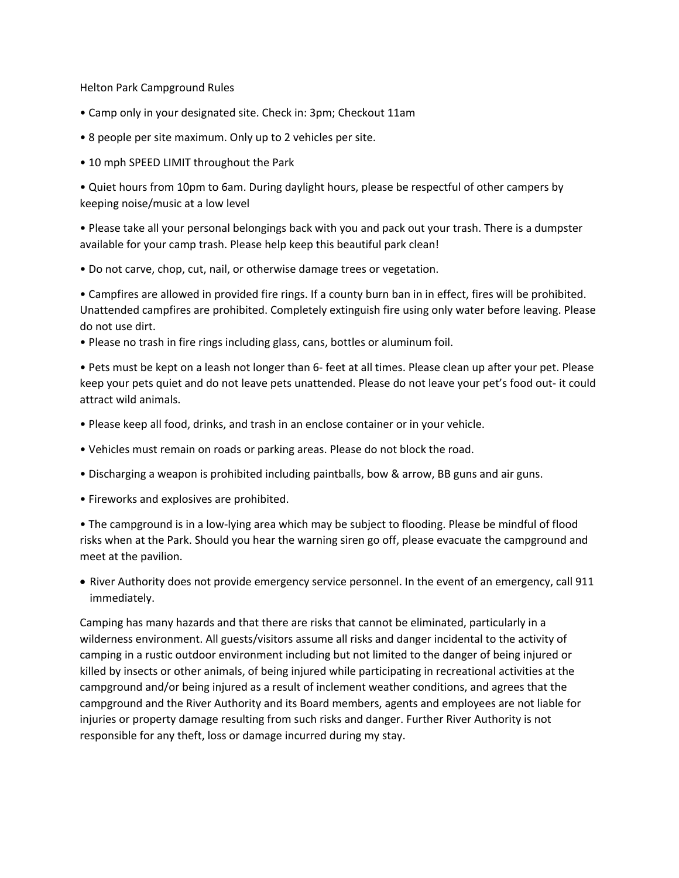# Helton Park Campground Rules

- Camp only in your designated site. Check in: 3pm; Checkout 11am
- 8 people per site maximum. Only up to 2 vehicles per site.
- 10 mph SPEED LIMIT throughout the Park
- Quiet hours from 10pm to 6am. During daylight hours, please be respectful of other campers by keeping noise/music at a low level
- Please take all your personal belongings back with you and pack out your trash. There is a dumpster available for your camp trash. Please help keep this beautiful park clean!
- Do not carve, chop, cut, nail, or otherwise damage trees or vegetation.
- Campfires are allowed in provided fire rings. If a county burn ban in in effect, fires will be prohibited. Unattended campfires are prohibited. Completely extinguish fire using only water before leaving. Please do not use dirt.
- Please no trash in fire rings including glass, cans, bottles or aluminum foil.
- Pets must be kept on a leash not longer than 6- feet at all times. Please clean up after your pet. Please keep your pets quiet and do not leave pets unattended. Please do not leave your pet's food out- it could attract wild animals.
- Please keep all food, drinks, and trash in an enclose container or in your vehicle.
- Vehicles must remain on roads or parking areas. Please do not block the road.
- Discharging a weapon is prohibited including paintballs, bow & arrow, BB guns and air guns.
- Fireworks and explosives are prohibited.
- The campground is in a low-lying area which may be subject to flooding. Please be mindful of flood risks when at the Park. Should you hear the warning siren go off, please evacuate the campground and meet at the pavilion.
- River Authority does not provide emergency service personnel. In the event of an emergency, call 911 immediately.

Camping has many hazards and that there are risks that cannot be eliminated, particularly in a wilderness environment. All guests/visitors assume all risks and danger incidental to the activity of camping in a rustic outdoor environment including but not limited to the danger of being injured or killed by insects or other animals, of being injured while participating in recreational activities at the campground and/or being injured as a result of inclement weather conditions, and agrees that the campground and the River Authority and its Board members, agents and employees are not liable for injuries or property damage resulting from such risks and danger. Further River Authority is not responsible for any theft, loss or damage incurred during my stay.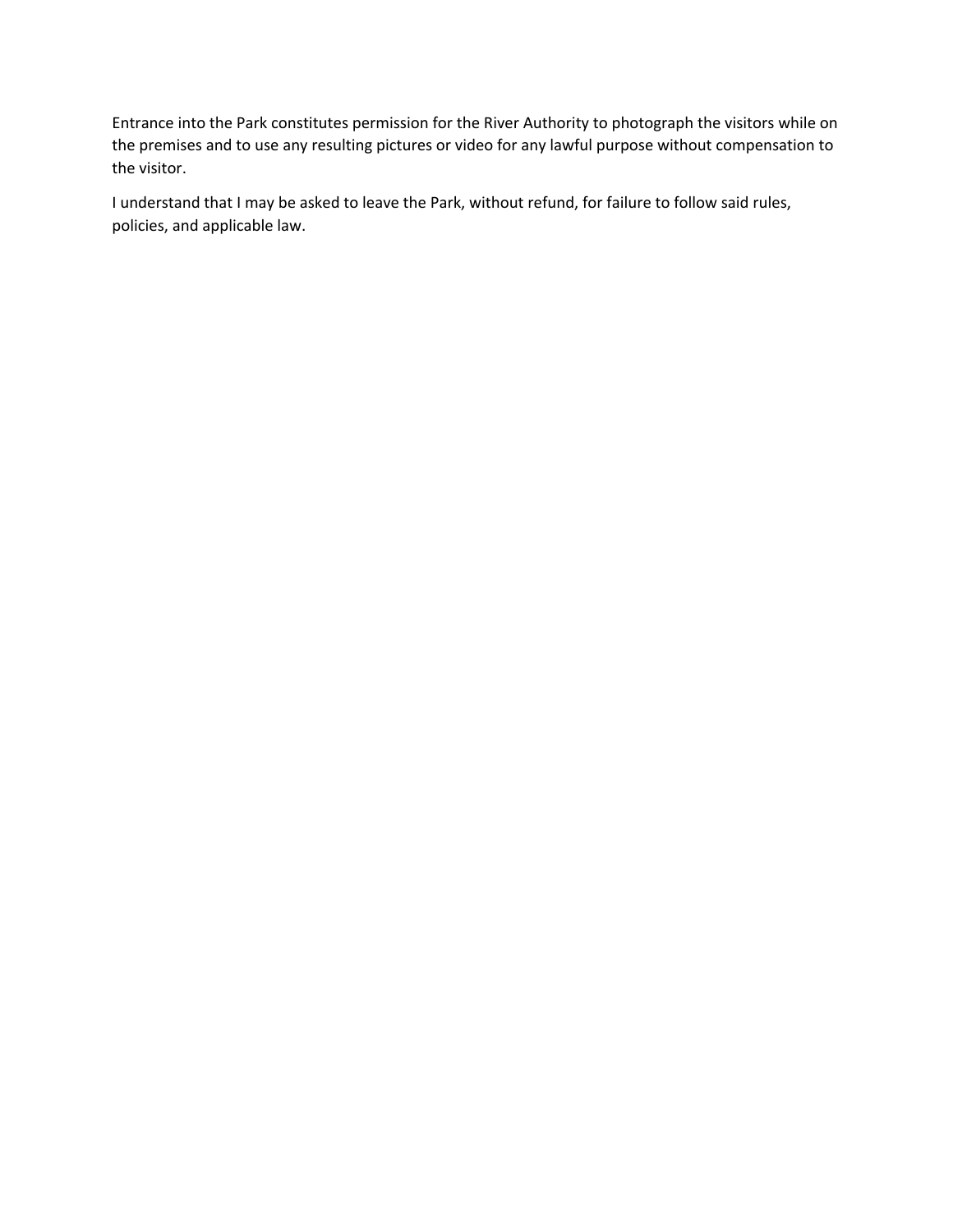Entrance into the Park constitutes permission for the River Authority to photograph the visitors while on the premises and to use any resulting pictures or video for any lawful purpose without compensation to the visitor.

I understand that I may be asked to leave the Park, without refund, for failure to follow said rules, policies, and applicable law.